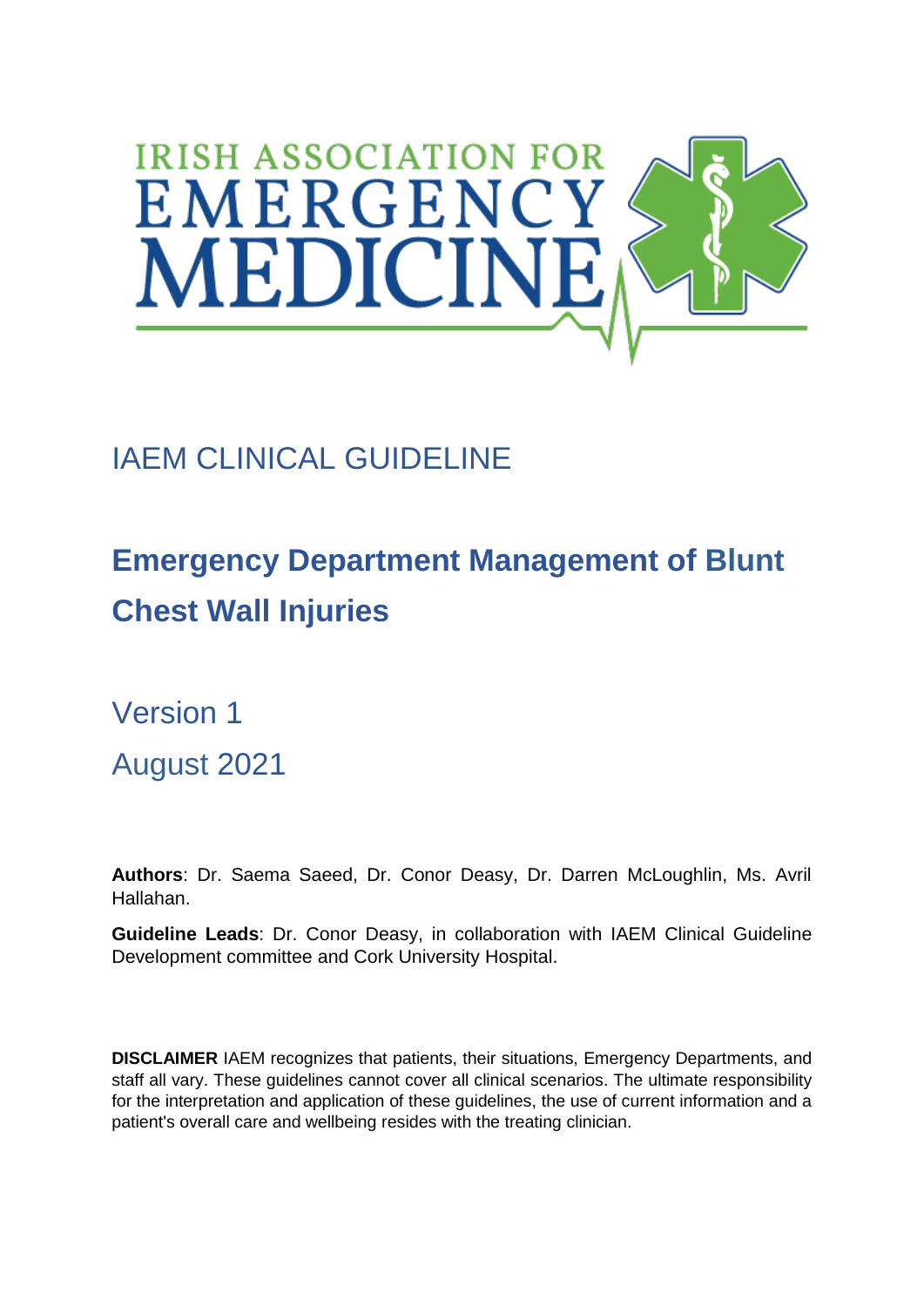IRISH ASSOCIATION FOR EMERGENCY MEDICINE

IAEM CLINICAL GUIDELINE

# Emergency Department Management of Blunt Chest Wall Injuries

Version 1

August 2021

**Authors**: Dr. Saema Saeed, Dr. Conor Deasy, Dr. Darren McLoughlin, Ms. Avril Hallahan.

**Guideline Leads**: Dr. Conor Deasy, in collaboration with IAEM Clinical Guideline Development committee and Cork University Hospital.

**DISCLAIMER** IAEM recognizes that patients, their situations, Emergency Departments, and staff all vary. These guidelines cannot cover all clinical scenarios. The ultimate responsibility for the interpretation and application of these guidelines, the use of current information and a patient's overall care and wellbeing resides with the treating clinician.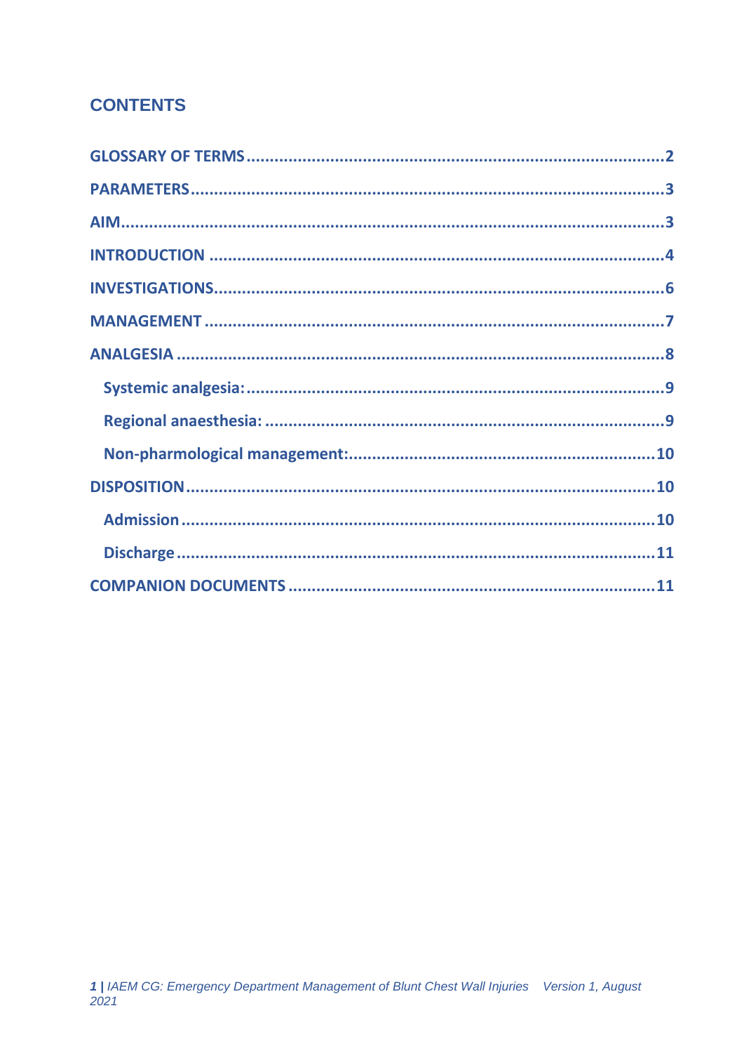## CONTENTS

GLOSSARY OF TERMS .......................................................................................... 2

PARAMETERS ..................................................................................................... 3

AIM ..................................................................................................................... 3

INTRODUCTION .................................................................................................. 4

INVESTIGATIONS ................................................................................................. 6

MANAGEMENT .................................................................................................... 7

ANALGESIA ......................................................................................................... 8

- Systemic analgesia: ......................................................................................... 9
- Regional anaesthesia: ..................................................................................... 9
- Non-pharmological management: .................................................................. 10

DISPOSITION ...................................................................................................... 10

- Admission ..................................................................................................... 10
- Discharge ...................................................................................................... 11

COMPANION DOCUMENTS ............................................................................... 11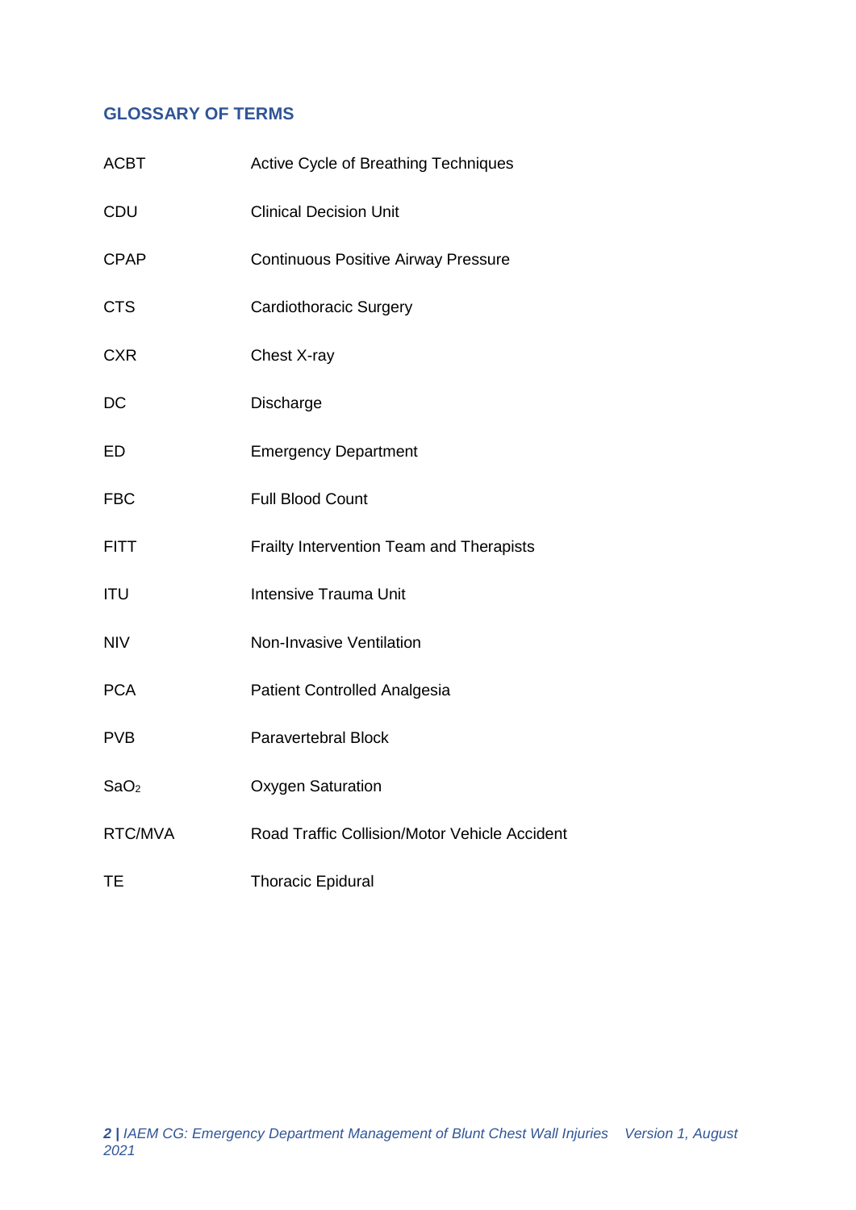## GLOSSARY OF TERMS

| | |
|---|---|
| ACBT | Active Cycle of Breathing Techniques |
| CDU | Clinical Decision Unit |
| CPAP | Continuous Positive Airway Pressure |
| CTS | Cardiothoracic Surgery |
| CXR | Chest X-ray |
| DC | Discharge |
| ED | Emergency Department |
| FBC | Full Blood Count |
| FITT | Frailty Intervention Team and Therapists |
| ITU | Intensive Trauma Unit |
| NIV | Non-Invasive Ventilation |
| PCA | Patient Controlled Analgesia |
| PVB | Paravertebral Block |
| $SaO_2$ | Oxygen Saturation |
| RTC/MVA | Road Traffic Collision/Motor Vehicle Accident |
| TE | Thoracic Epidural |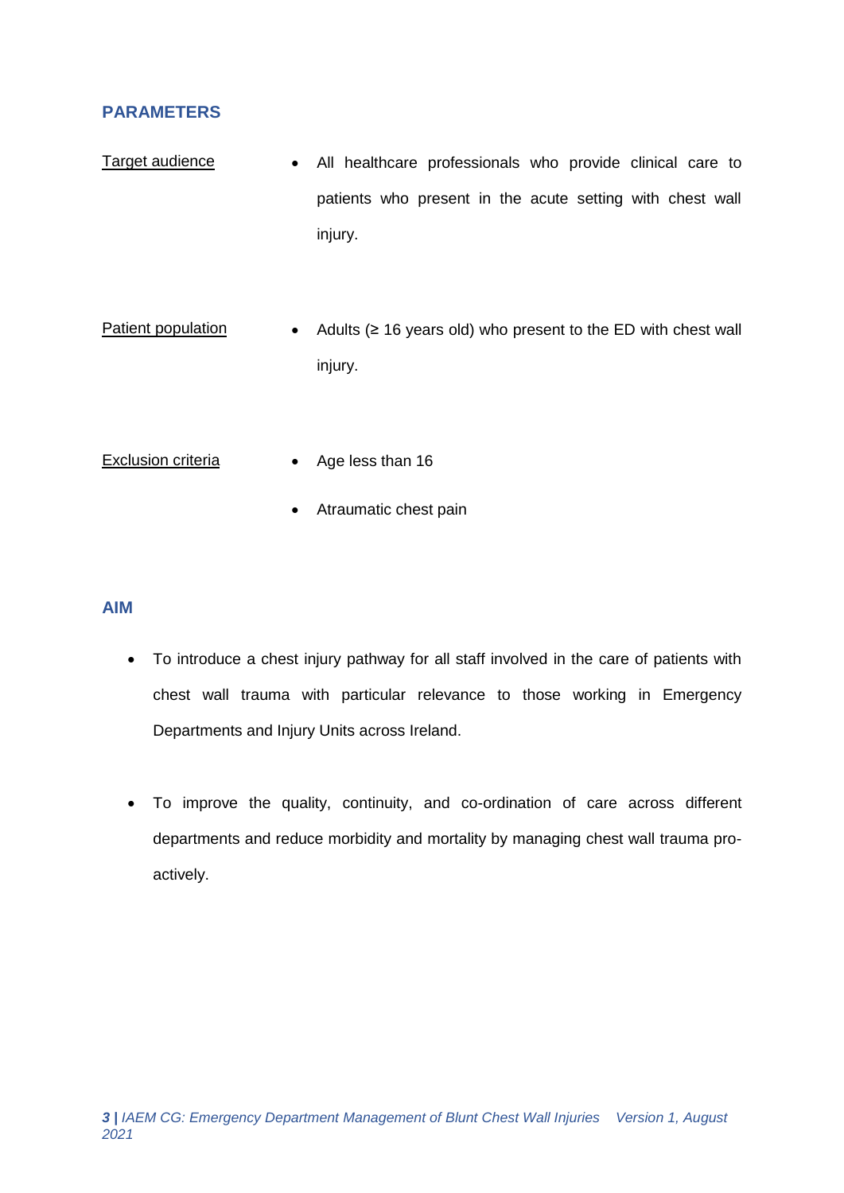## PARAMETERS

**Target audience**

- All healthcare professionals who provide clinical care to patients who present in the acute setting with chest wall injury.

**Patient population**

- Adults (≥ 16 years old) who present to the ED with chest wall injury.

**Exclusion criteria**

- Age less than 16
- Atraumatic chest pain

## AIM

- To introduce a chest injury pathway for all staff involved in the care of patients with chest wall trauma with particular relevance to those working in Emergency Departments and Injury Units across Ireland.
- To improve the quality, continuity, and co-ordination of care across different departments and reduce morbidity and mortality by managing chest wall trauma pro-actively.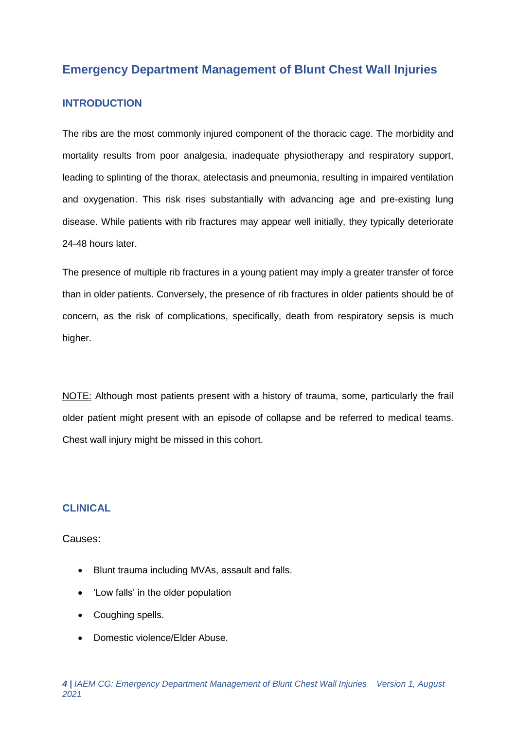# Emergency Department Management of Blunt Chest Wall Injuries

## INTRODUCTION

The ribs are the most commonly injured component of the thoracic cage. The morbidity and mortality results from poor analgesia, inadequate physiotherapy and respiratory support, leading to splinting of the thorax, atelectasis and pneumonia, resulting in impaired ventilation and oxygenation. This risk rises substantially with advancing age and pre-existing lung disease. While patients with rib fractures may appear well initially, they typically deteriorate 24-48 hours later.

The presence of multiple rib fractures in a young patient may imply a greater transfer of force than in older patients. Conversely, the presence of rib fractures in older patients should be of concern, as the risk of complications, specifically, death from respiratory sepsis is much higher.

<u>NOTE:</u> Although most patients present with a history of trauma, some, particularly the frail older patient might present with an episode of collapse and be referred to medical teams. Chest wall injury might be missed in this cohort.

## CLINICAL

Causes:

- Blunt trauma including MVAs, assault and falls.
- 'Low falls' in the older population
- Coughing spells.
- Domestic violence/Elder Abuse.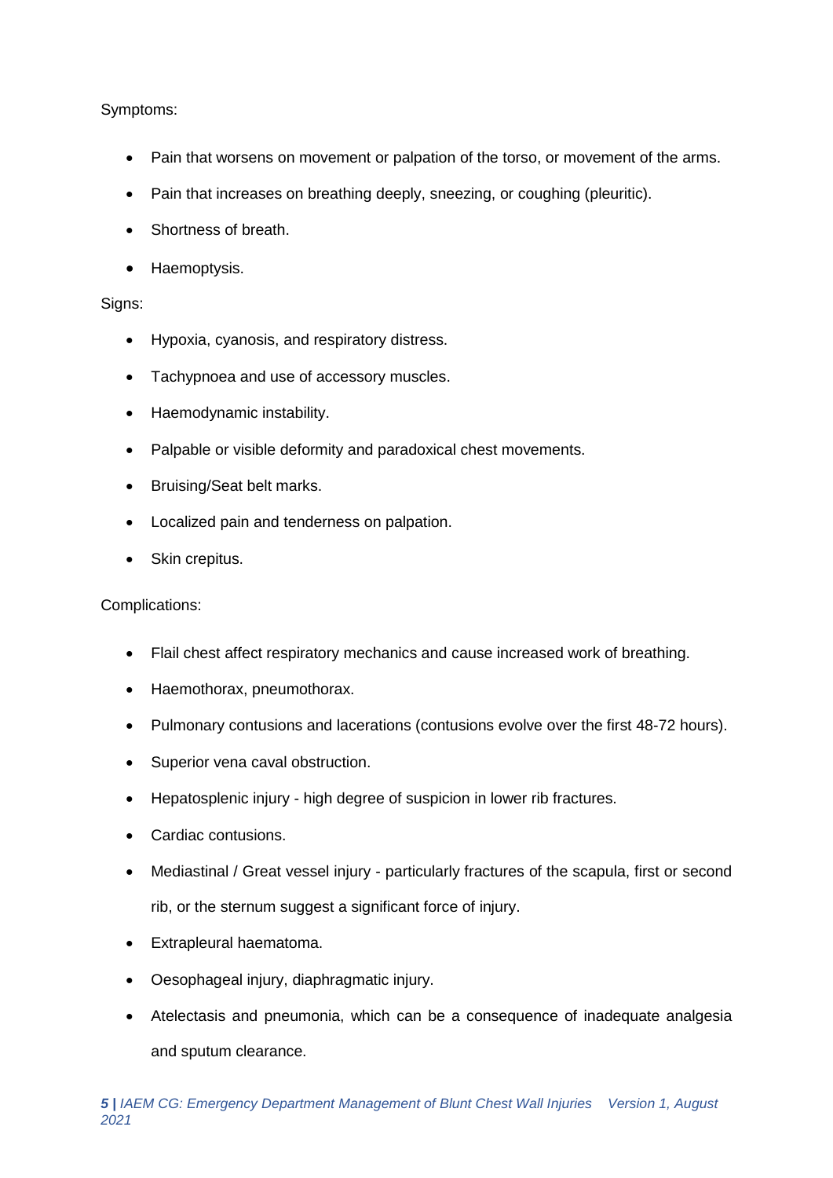Symptoms:

- Pain that worsens on movement or palpation of the torso, or movement of the arms.
- Pain that increases on breathing deeply, sneezing, or coughing (pleuritic).
- Shortness of breath.
- Haemoptysis.

Signs:

- Hypoxia, cyanosis, and respiratory distress.
- Tachypnoea and use of accessory muscles.
- Haemodynamic instability.
- Palpable or visible deformity and paradoxical chest movements.
- Bruising/Seat belt marks.
- Localized pain and tenderness on palpation.
- Skin crepitus.

Complications:

- Flail chest affect respiratory mechanics and cause increased work of breathing.
- Haemothorax, pneumothorax.
- Pulmonary contusions and lacerations (contusions evolve over the first 48-72 hours).
- Superior vena caval obstruction.
- Hepatosplenic injury - high degree of suspicion in lower rib fractures.
- Cardiac contusions.
- Mediastinal / Great vessel injury - particularly fractures of the scapula, first or second rib, or the sternum suggest a significant force of injury.
- Extrapleural haematoma.
- Oesophageal injury, diaphragmatic injury.
- Atelectasis and pneumonia, which can be a consequence of inadequate analgesia and sputum clearance.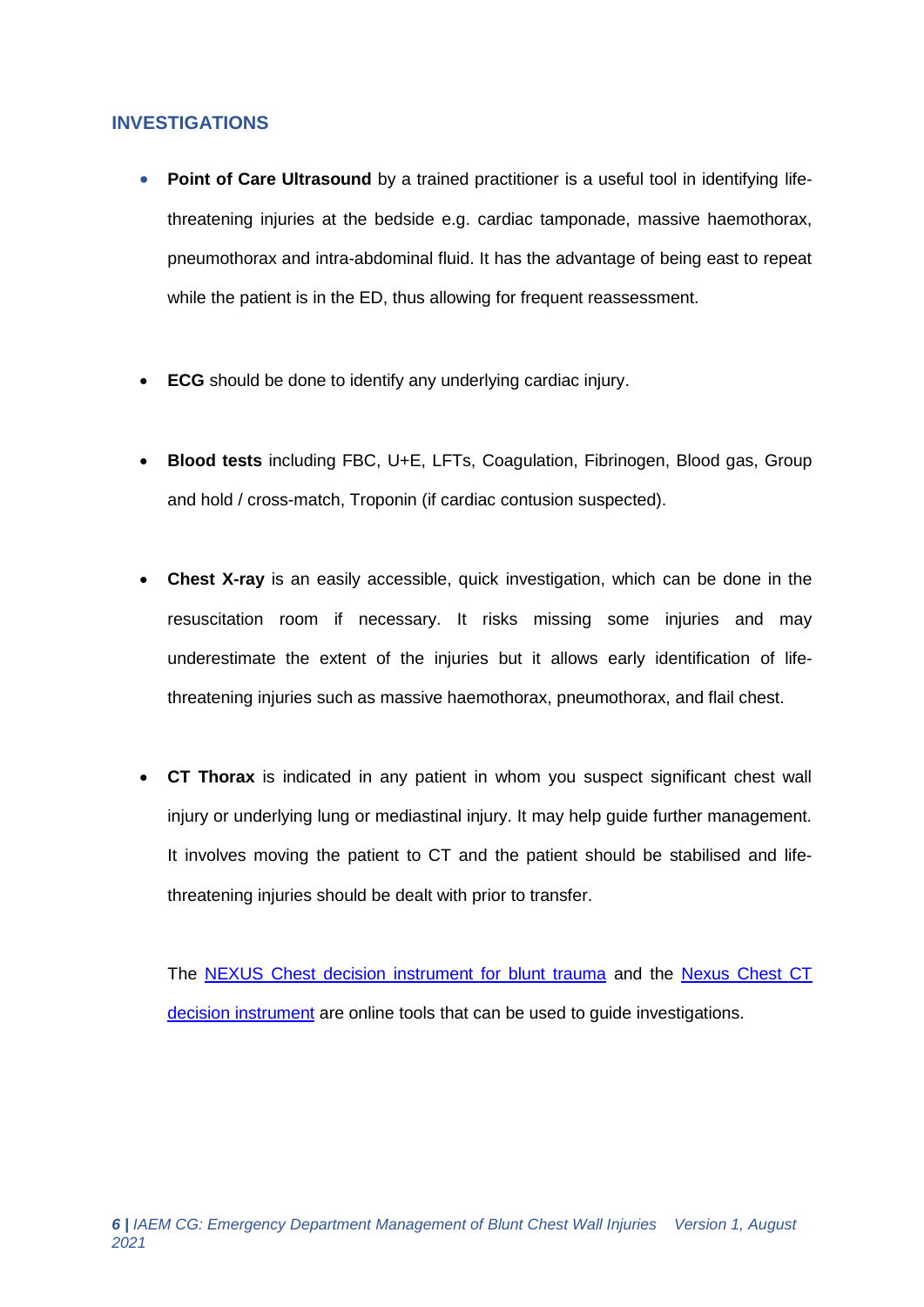## INVESTIGATIONS

- **Point of Care Ultrasound** by a trained practitioner is a useful tool in identifying life-threatening injuries at the bedside e.g. cardiac tamponade, massive haemothorax, pneumothorax and intra-abdominal fluid. It has the advantage of being east to repeat while the patient is in the ED, thus allowing for frequent reassessment.

- **ECG** should be done to identify any underlying cardiac injury.

- **Blood tests** including FBC, U+E, LFTs, Coagulation, Fibrinogen, Blood gas, Group and hold / cross-match, Troponin (if cardiac contusion suspected).

- **Chest X-ray** is an easily accessible, quick investigation, which can be done in the resuscitation room if necessary. It risks missing some injuries and may underestimate the extent of the injuries but it allows early identification of life-threatening injuries such as massive haemothorax, pneumothorax, and flail chest.

- **CT Thorax** is indicated in any patient in whom you suspect significant chest wall injury or underlying lung or mediastinal injury. It may help guide further management. It involves moving the patient to CT and the patient should be stabilised and life-threatening injuries should be dealt with prior to transfer.

  The NEXUS Chest decision instrument for blunt trauma and the Nexus Chest CT decision instrument are online tools that can be used to guide investigations.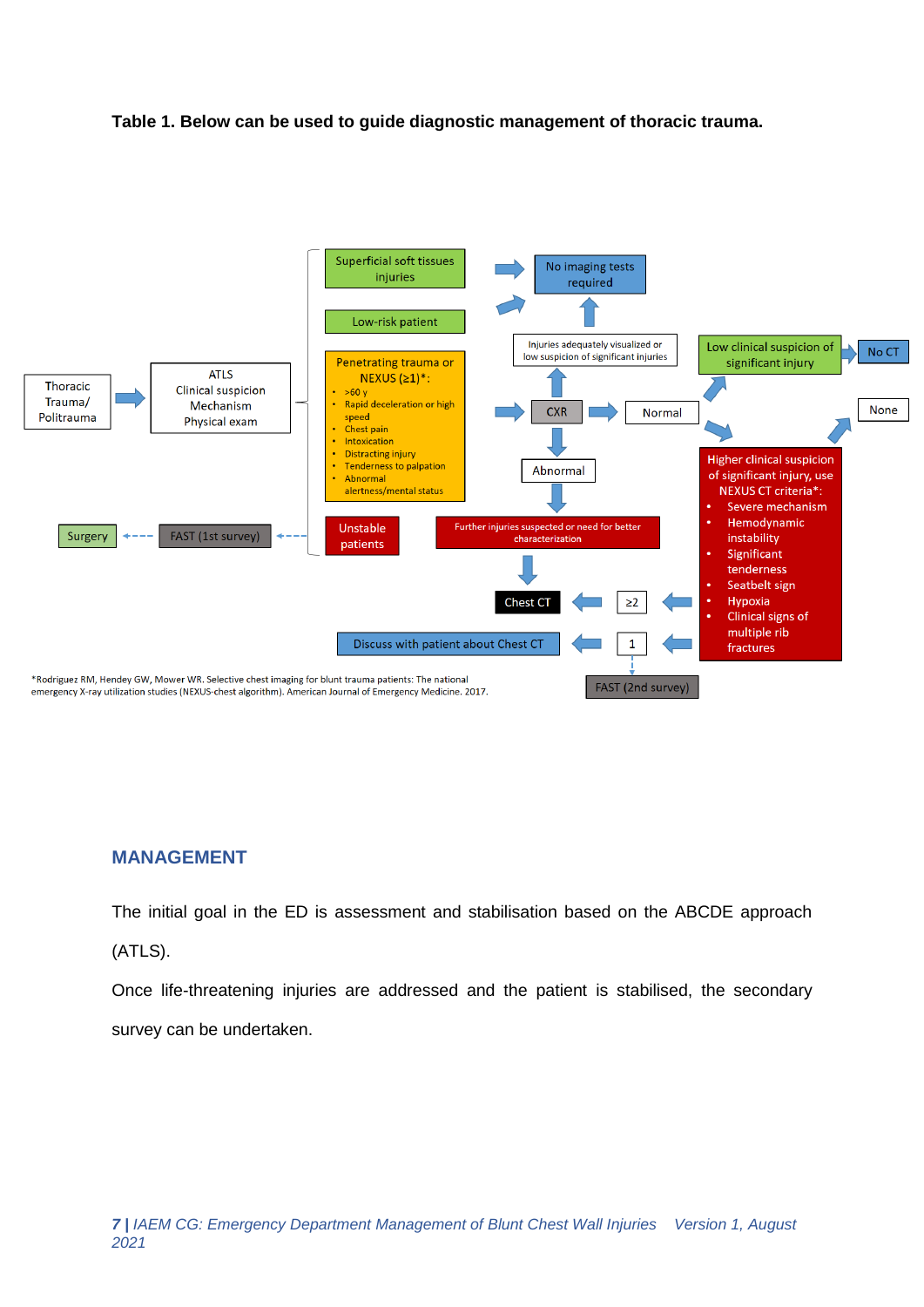**Table 1. Below can be used to guide diagnostic management of thoracic trauma.**

Thoracic Trauma/ Politrauma → ATLS Clinical suspicion Mechanism Physical exam

- Superficial soft tissues injuries → No imaging tests required
- Low-risk patient → No imaging tests required
- Penetrating trauma or NEXUS (≥1)*:
  - >60 y
  - Rapid deceleration or high speed
  - Chest pain
  - Intoxication
  - Distracting injury
  - Tenderness to palpation
  - Abnormal alertness/mental status

  → CXR
  - CXR → Injuries adequately visualized or low suspicion of significant injuries → No imaging tests required
  - CXR → Normal → Low clinical suspicion of significant injury → No CT
  - CXR → Normal → Higher clinical suspicion of significant injury, use NEXUS CT criteria*:
    - Severe mechanism
    - Hemodynamic instability
    - Significant tenderness
    - Seatbelt sign
    - Hypoxia
    - Clinical signs of multiple rib fractures

    → None → No CT
    → ≥2 → Chest CT
    → 1 → Discuss with patient about Chest CT; FAST (2nd survey)
  - CXR → Abnormal → Further injuries suspected or need for better characterization → Chest CT
- Unstable patients → FAST (1st survey) → Surgery

*Rodriguez RM, Hendey GW, Mower WR. Selective chest imaging for blunt trauma patients: The national emergency X-ray utilization studies (NEXUS-chest algorithm). American Journal of Emergency Medicine. 2017.

## MANAGEMENT

The initial goal in the ED is assessment and stabilisation based on the ABCDE approach (ATLS).

Once life-threatening injuries are addressed and the patient is stabilised, the secondary survey can be undertaken.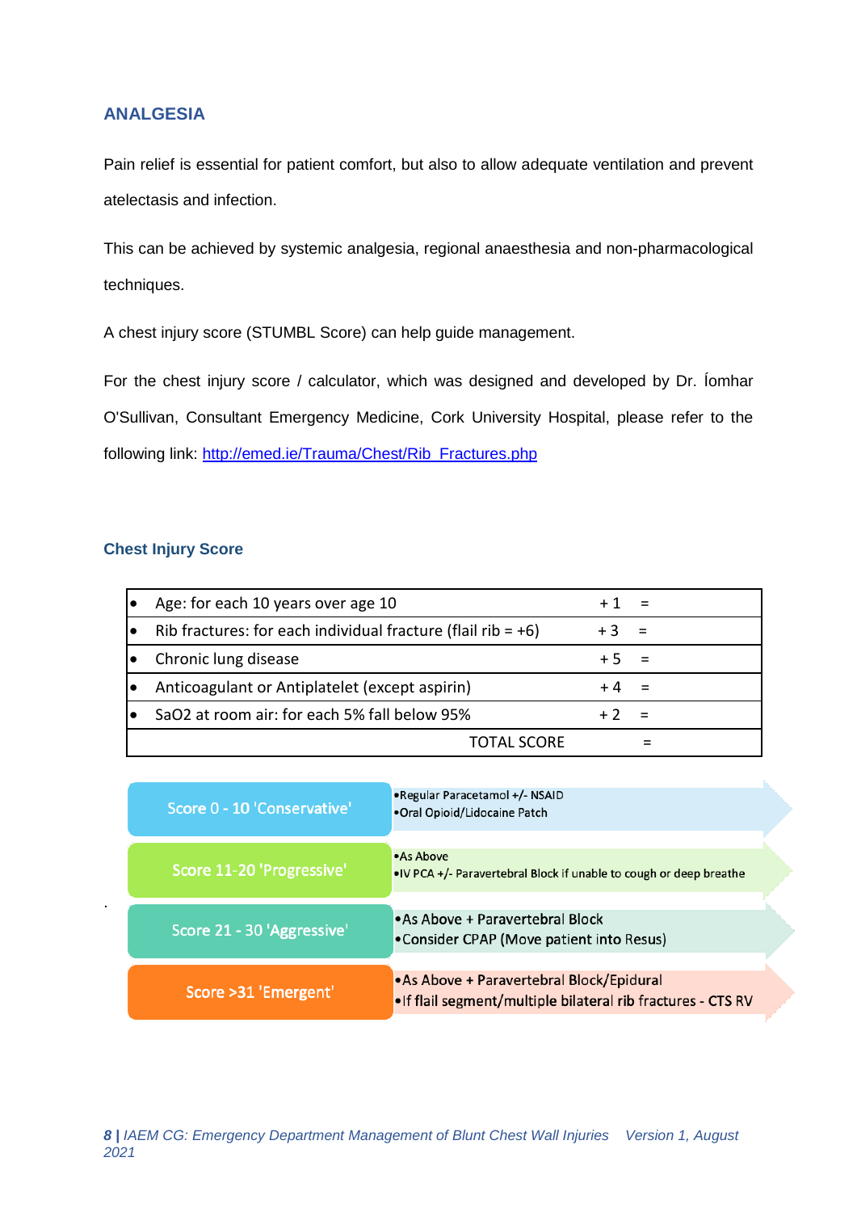## ANALGESIA

Pain relief is essential for patient comfort, but also to allow adequate ventilation and prevent atelectasis and infection.

This can be achieved by systemic analgesia, regional anaesthesia and non-pharmacological techniques.

A chest injury score (STUMBL Score) can help guide management.

For the chest injury score / calculator, which was designed and developed by Dr. Íomhar O'Sullivan, Consultant Emergency Medicine, Cork University Hospital, please refer to the following link: [http://emed.ie/Trauma/Chest/Rib_Fractures.php](http://emed.ie/Trauma/Chest/Rib_Fractures.php)

### Chest Injury Score

| | | |
|---|---|---|
| • Age: for each 10 years over age 10 | + 1 | = |
| • Rib fractures: for each individual fracture (flail rib = +6) | + 3 | = |
| • Chronic lung disease | + 5 | = |
| • Anticoagulant or Antiplatelet (except aspirin) | + 4 | = |
| • SaO2 at room air: for each 5% fall below 95% | + 2 | = |
| TOTAL SCORE | | = |

| Score | Management |
|---|---|
| Score 0 - 10 'Conservative' | • Regular Paracetamol +/- NSAID<br>• Oral Opioid/Lidocaine Patch |
| Score 11-20 'Progressive' | • As Above<br>• IV PCA +/- Paravertebral Block if unable to cough or deep breathe |
| Score 21 - 30 'Aggressive' | • As Above + Paravertebral Block<br>• Consider CPAP (Move patient into Resus) |
| Score >31 'Emergent' | • As Above + Paravertebral Block/Epidural<br>• If flail segment/multiple bilateral rib fractures - CTS RV |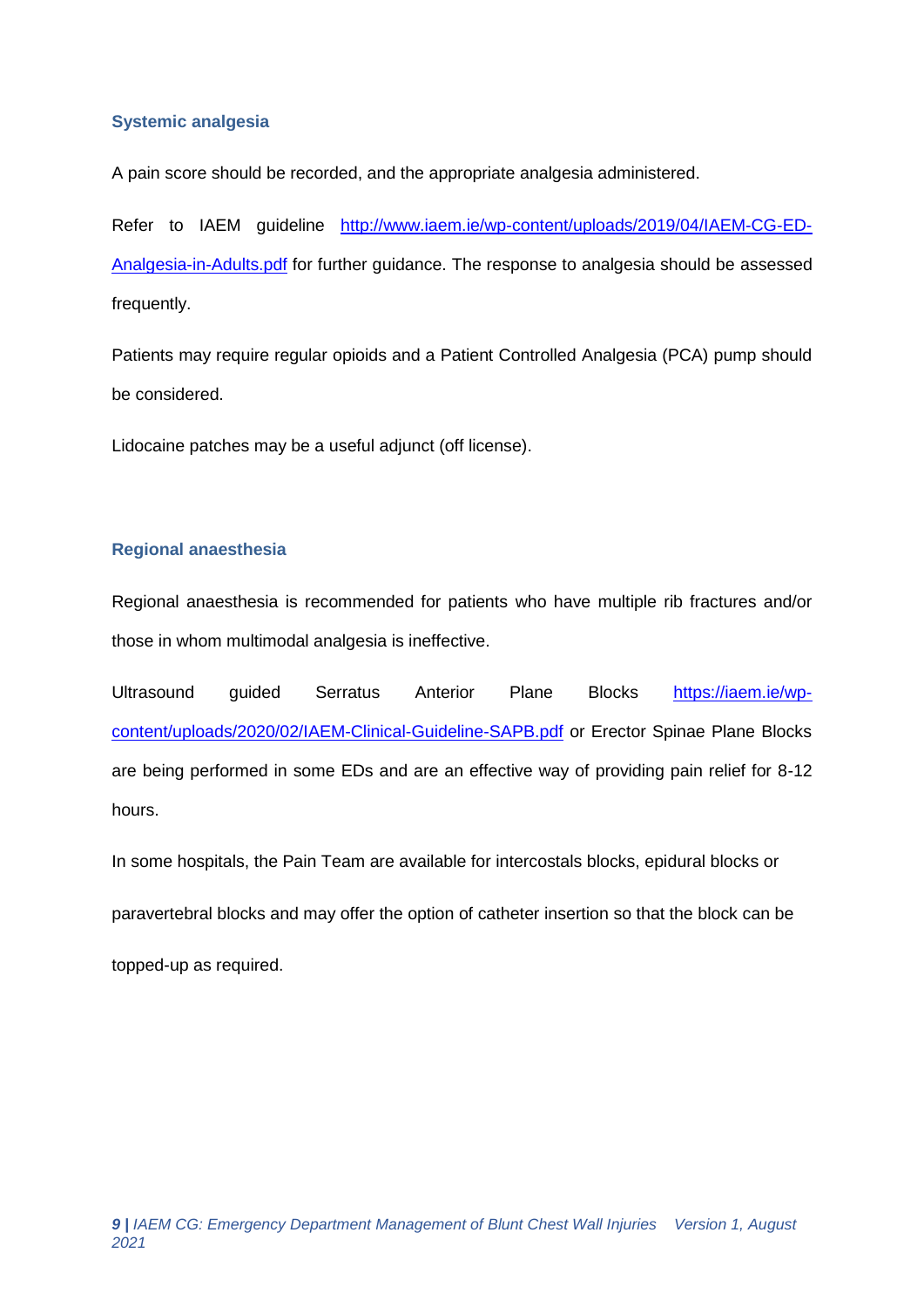### Systemic analgesia

A pain score should be recorded, and the appropriate analgesia administered.

Refer to IAEM guideline [http://www.iaem.ie/wp-content/uploads/2019/04/IAEM-CG-ED-Analgesia-in-Adults.pdf](http://www.iaem.ie/wp-content/uploads/2019/04/IAEM-CG-ED-Analgesia-in-Adults.pdf) for further guidance. The response to analgesia should be assessed frequently.

Patients may require regular opioids and a Patient Controlled Analgesia (PCA) pump should be considered.

Lidocaine patches may be a useful adjunct (off license).

### Regional anaesthesia

Regional anaesthesia is recommended for patients who have multiple rib fractures and/or those in whom multimodal analgesia is ineffective.

Ultrasound guided Serratus Anterior Plane Blocks [https://iaem.ie/wp-content/uploads/2020/02/IAEM-Clinical-Guideline-SAPB.pdf](https://iaem.ie/wp-content/uploads/2020/02/IAEM-Clinical-Guideline-SAPB.pdf) or Erector Spinae Plane Blocks are being performed in some EDs and are an effective way of providing pain relief for 8-12 hours.

In some hospitals, the Pain Team are available for intercostals blocks, epidural blocks or paravertebral blocks and may offer the option of catheter insertion so that the block can be topped-up as required.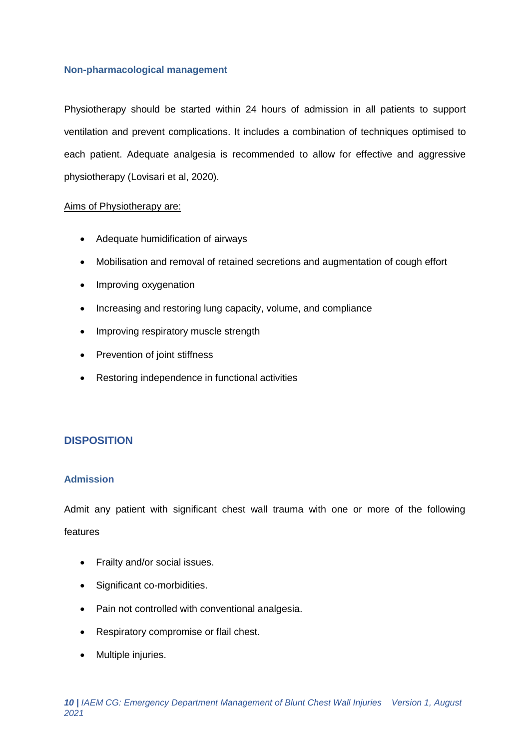### Non-pharmacological management

Physiotherapy should be started within 24 hours of admission in all patients to support ventilation and prevent complications. It includes a combination of techniques optimised to each patient. Adequate analgesia is recommended to allow for effective and aggressive physiotherapy (Lovisari et al, 2020).

<u>Aims of Physiotherapy are:</u>

- Adequate humidification of airways
- Mobilisation and removal of retained secretions and augmentation of cough effort
- Improving oxygenation
- Increasing and restoring lung capacity, volume, and compliance
- Improving respiratory muscle strength
- Prevention of joint stiffness
- Restoring independence in functional activities

## DISPOSITION

### Admission

Admit any patient with significant chest wall trauma with one or more of the following features

- Frailty and/or social issues.
- Significant co-morbidities.
- Pain not controlled with conventional analgesia.
- Respiratory compromise or flail chest.
- Multiple injuries.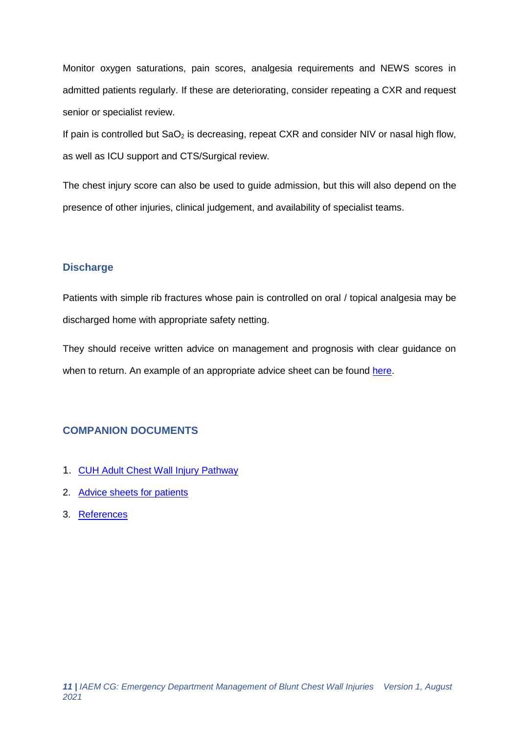Monitor oxygen saturations, pain scores, analgesia requirements and NEWS scores in admitted patients regularly. If these are deteriorating, consider repeating a CXR and request senior or specialist review.

If pain is controlled but $SaO_2$ is decreasing, repeat CXR and consider NIV or nasal high flow, as well as ICU support and CTS/Surgical review.

The chest injury score can also be used to guide admission, but this will also depend on the presence of other injuries, clinical judgement, and availability of specialist teams.

## Discharge

Patients with simple rib fractures whose pain is controlled on oral / topical analgesia may be discharged home with appropriate safety netting.

They should receive written advice on management and prognosis with clear guidance on when to return. An example of an appropriate advice sheet can be found here.

## COMPANION DOCUMENTS

1. CUH Adult Chest Wall Injury Pathway
2. Advice sheets for patients
3. References